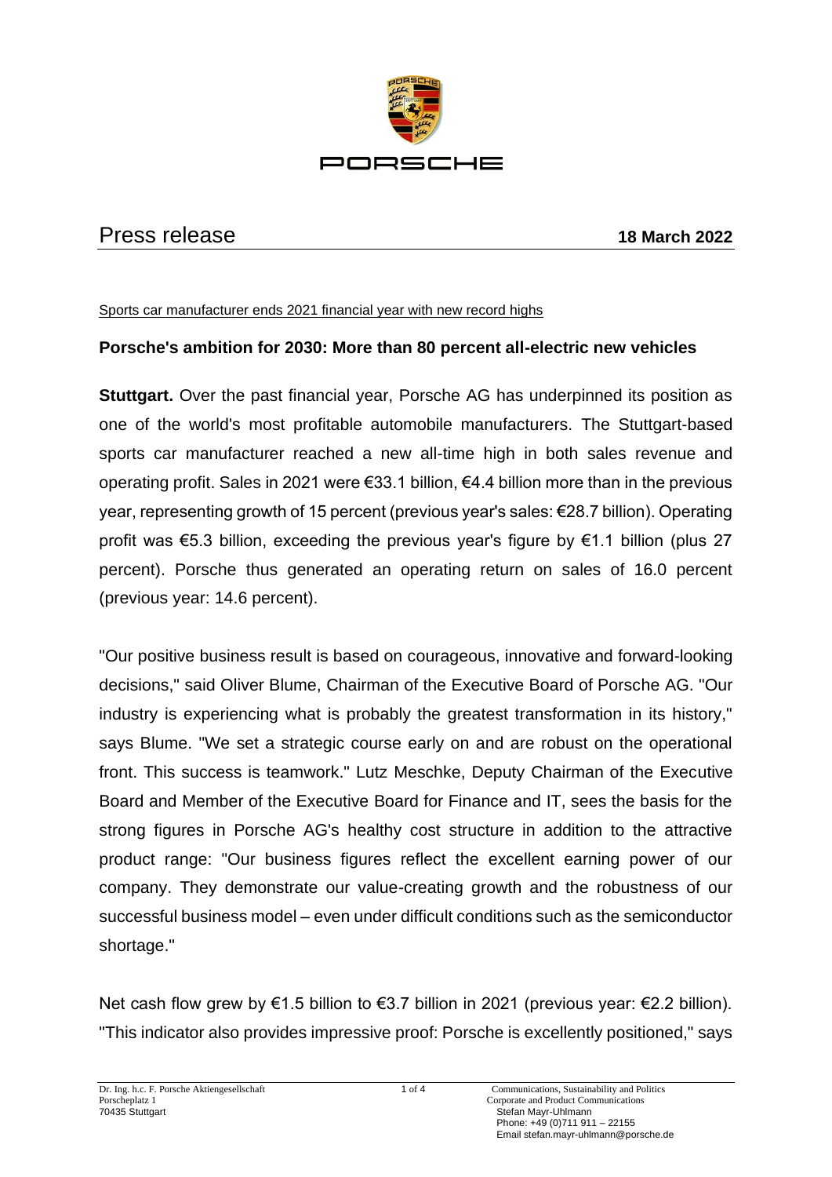PORSCHE

Press release **18 March 2022**

Sports car manufacturer ends 2021 financial year with new record highs

## Porsche's ambition for 2030: More than 80 percent all-electric new vehicles

**Stuttgart.** Over the past financial year, Porsche AG has underpinned its position as one of the world's most profitable automobile manufacturers. The Stuttgart-based sports car manufacturer reached a new all-time high in both sales revenue and operating profit. Sales in 2021 were €33.1 billion, €4.4 billion more than in the previous year, representing growth of 15 percent (previous year's sales: €28.7 billion). Operating profit was €5.3 billion, exceeding the previous year's figure by €1.1 billion (plus 27 percent). Porsche thus generated an operating return on sales of 16.0 percent (previous year: 14.6 percent).

"Our positive business result is based on courageous, innovative and forward-looking decisions," said Oliver Blume, Chairman of the Executive Board of Porsche AG. "Our industry is experiencing what is probably the greatest transformation in its history," says Blume. "We set a strategic course early on and are robust on the operational front. This success is teamwork." Lutz Meschke, Deputy Chairman of the Executive Board and Member of the Executive Board for Finance and IT, sees the basis for the strong figures in Porsche AG's healthy cost structure in addition to the attractive product range: "Our business figures reflect the excellent earning power of our company. They demonstrate our value-creating growth and the robustness of our successful business model – even under difficult conditions such as the semiconductor shortage."

Net cash flow grew by €1.5 billion to €3.7 billion in 2021 (previous year: €2.2 billion). "This indicator also provides impressive proof: Porsche is excellently positioned," says

Dr. Ing. h.c. F. Porsche Aktiengesellschaft
Porscheplatz 1
70435 Stuttgart

Communications, Sustainability and Politics
Corporate and Product Communications
Stefan Mayr-Uhlmann
Phone: +49 (0)711 911 – 22155
Email stefan.mayr-uhlmann@porsche.de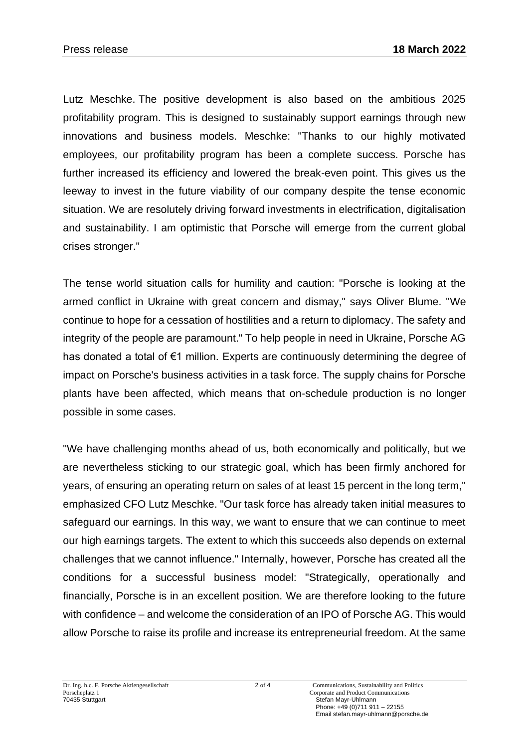Lutz Meschke. The positive development is also based on the ambitious 2025 profitability program. This is designed to sustainably support earnings through new innovations and business models. Meschke: "Thanks to our highly motivated employees, our profitability program has been a complete success. Porsche has further increased its efficiency and lowered the break-even point. This gives us the leeway to invest in the future viability of our company despite the tense economic situation. We are resolutely driving forward investments in electrification, digitalisation and sustainability. I am optimistic that Porsche will emerge from the current global crises stronger."

The tense world situation calls for humility and caution: "Porsche is looking at the armed conflict in Ukraine with great concern and dismay," says Oliver Blume. "We continue to hope for a cessation of hostilities and a return to diplomacy. The safety and integrity of the people are paramount." To help people in need in Ukraine, Porsche AG has donated a total of €1 million. Experts are continuously determining the degree of impact on Porsche's business activities in a task force. The supply chains for Porsche plants have been affected, which means that on-schedule production is no longer possible in some cases.

"We have challenging months ahead of us, both economically and politically, but we are nevertheless sticking to our strategic goal, which has been firmly anchored for years, of ensuring an operating return on sales of at least 15 percent in the long term," emphasized CFO Lutz Meschke. "Our task force has already taken initial measures to safeguard our earnings. In this way, we want to ensure that we can continue to meet our high earnings targets. The extent to which this succeeds also depends on external challenges that we cannot influence." Internally, however, Porsche has created all the conditions for a successful business model: "Strategically, operationally and financially, Porsche is in an excellent position. We are therefore looking to the future with confidence – and welcome the consideration of an IPO of Porsche AG. This would allow Porsche to raise its profile and increase its entrepreneurial freedom. At the same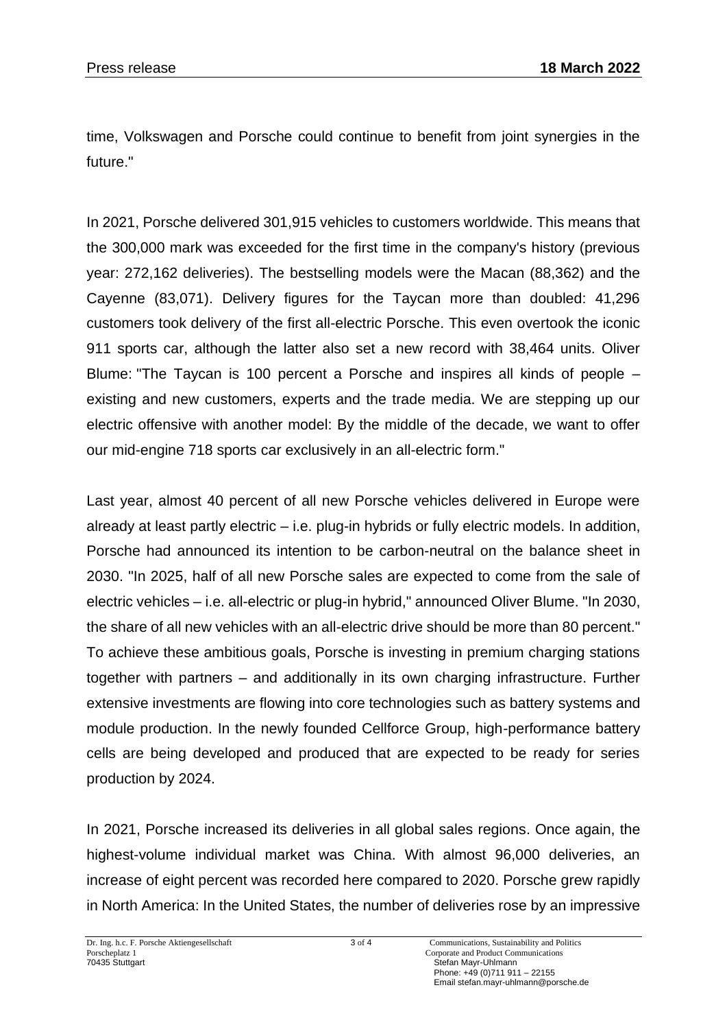time, Volkswagen and Porsche could continue to benefit from joint synergies in the future."

In 2021, Porsche delivered 301,915 vehicles to customers worldwide. This means that the 300,000 mark was exceeded for the first time in the company's history (previous year: 272,162 deliveries). The bestselling models were the Macan (88,362) and the Cayenne (83,071). Delivery figures for the Taycan more than doubled: 41,296 customers took delivery of the first all-electric Porsche. This even overtook the iconic 911 sports car, although the latter also set a new record with 38,464 units. Oliver Blume: "The Taycan is 100 percent a Porsche and inspires all kinds of people – existing and new customers, experts and the trade media. We are stepping up our electric offensive with another model: By the middle of the decade, we want to offer our mid-engine 718 sports car exclusively in an all-electric form."

Last year, almost 40 percent of all new Porsche vehicles delivered in Europe were already at least partly electric – i.e. plug-in hybrids or fully electric models. In addition, Porsche had announced its intention to be carbon-neutral on the balance sheet in 2030. "In 2025, half of all new Porsche sales are expected to come from the sale of electric vehicles – i.e. all-electric or plug-in hybrid," announced Oliver Blume. "In 2030, the share of all new vehicles with an all-electric drive should be more than 80 percent." To achieve these ambitious goals, Porsche is investing in premium charging stations together with partners – and additionally in its own charging infrastructure. Further extensive investments are flowing into core technologies such as battery systems and module production. In the newly founded Cellforce Group, high-performance battery cells are being developed and produced that are expected to be ready for series production by 2024.

In 2021, Porsche increased its deliveries in all global sales regions. Once again, the highest-volume individual market was China. With almost 96,000 deliveries, an increase of eight percent was recorded here compared to 2020. Porsche grew rapidly in North America: In the United States, the number of deliveries rose by an impressive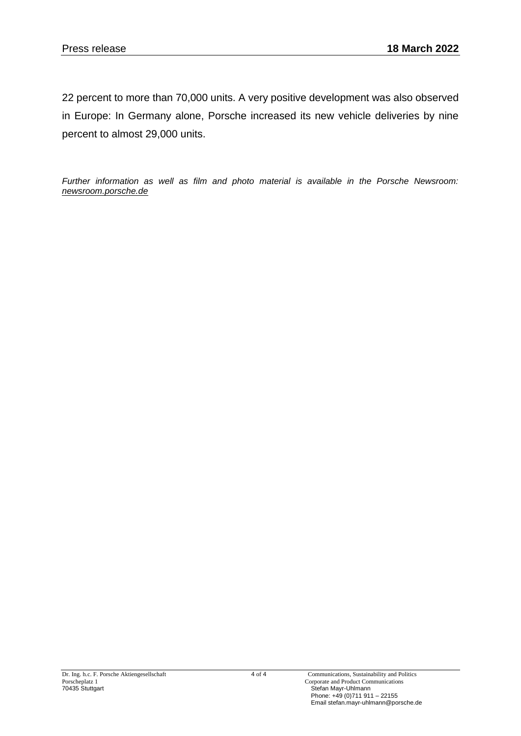22 percent to more than 70,000 units. A very positive development was also observed in Europe: In Germany alone, Porsche increased its new vehicle deliveries by nine percent to almost 29,000 units.

*Further information as well as film and photo material is available in the Porsche Newsroom: newsroom.porsche.de*

Dr. Ing. h.c. F. Porsche Aktiengesellschaft
Porscheplatz 1
70435 Stuttgart

Communications, Sustainability and Politics
Corporate and Product Communications
Stefan Mayr-Uhlmann
Phone: +49 (0)711 911 – 22155
Email stefan.mayr-uhlmann@porsche.de